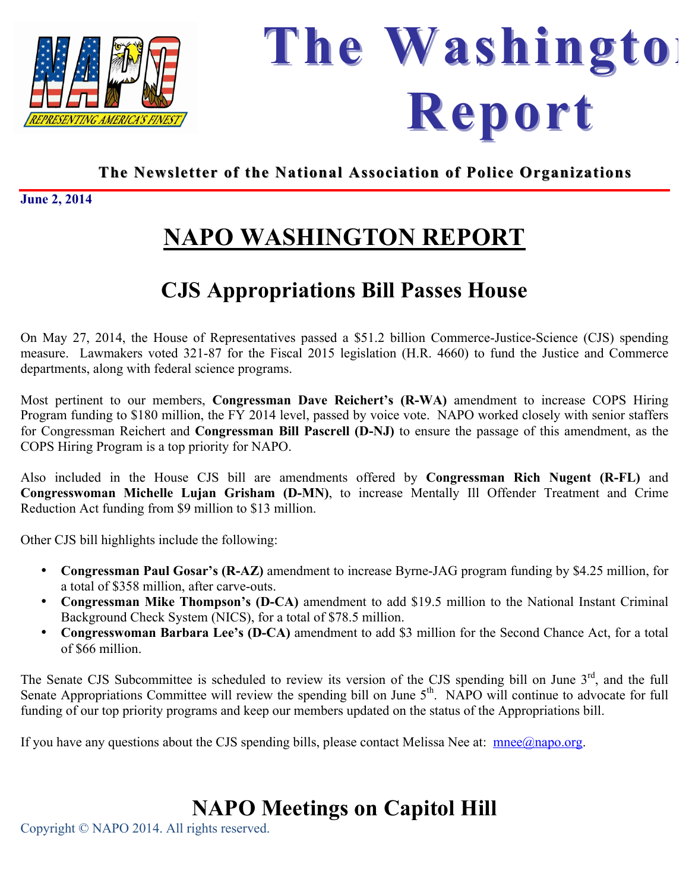# The Washington Report

**The Newsletter of the National Association of Police Organizations**

**June 2, 2014**

# NAPO WASHINGTON REPORT

## CJS Appropriations Bill Passes House

On May 27, 2014, the House of Representatives passed a $51.2 billion Commerce-Justice-Science (CJS) spending measure. Lawmakers voted 321-87 for the Fiscal 2015 legislation (H.R. 4660) to fund the Justice and Commerce departments, along with federal science programs.

Most pertinent to our members, **Congressman Dave Reichert's (R-WA)** amendment to increase COPS Hiring Program funding to $180 million, the FY 2014 level, passed by voice vote. NAPO worked closely with senior staffers for Congressman Reichert and **Congressman Bill Pascrell (D-NJ)** to ensure the passage of this amendment, as the COPS Hiring Program is a top priority for NAPO.

Also included in the House CJS bill are amendments offered by **Congressman Rich Nugent (R-FL)** and **Congresswoman Michelle Lujan Grisham (D-MN)**, to increase Mentally Ill Offender Treatment and Crime Reduction Act funding from $9 million to $13 million.

Other CJS bill highlights include the following:

- **Congressman Paul Gosar's (R-AZ)** amendment to increase Byrne-JAG program funding by $4.25 million, for a total of $358 million, after carve-outs.
- **Congressman Mike Thompson's (D-CA)** amendment to add $19.5 million to the National Instant Criminal Background Check System (NICS), for a total of $78.5 million.
- **Congresswoman Barbara Lee's (D-CA)** amendment to add $3 million for the Second Chance Act, for a total of $66 million.

The Senate CJS Subcommittee is scheduled to review its version of the CJS spending bill on June 3rd, and the full Senate Appropriations Committee will review the spending bill on June 5th. NAPO will continue to advocate for full funding of our top priority programs and keep our members updated on the status of the Appropriations bill.

If you have any questions about the CJS spending bills, please contact Melissa Nee at: mnee@napo.org.

## NAPO Meetings on Capitol Hill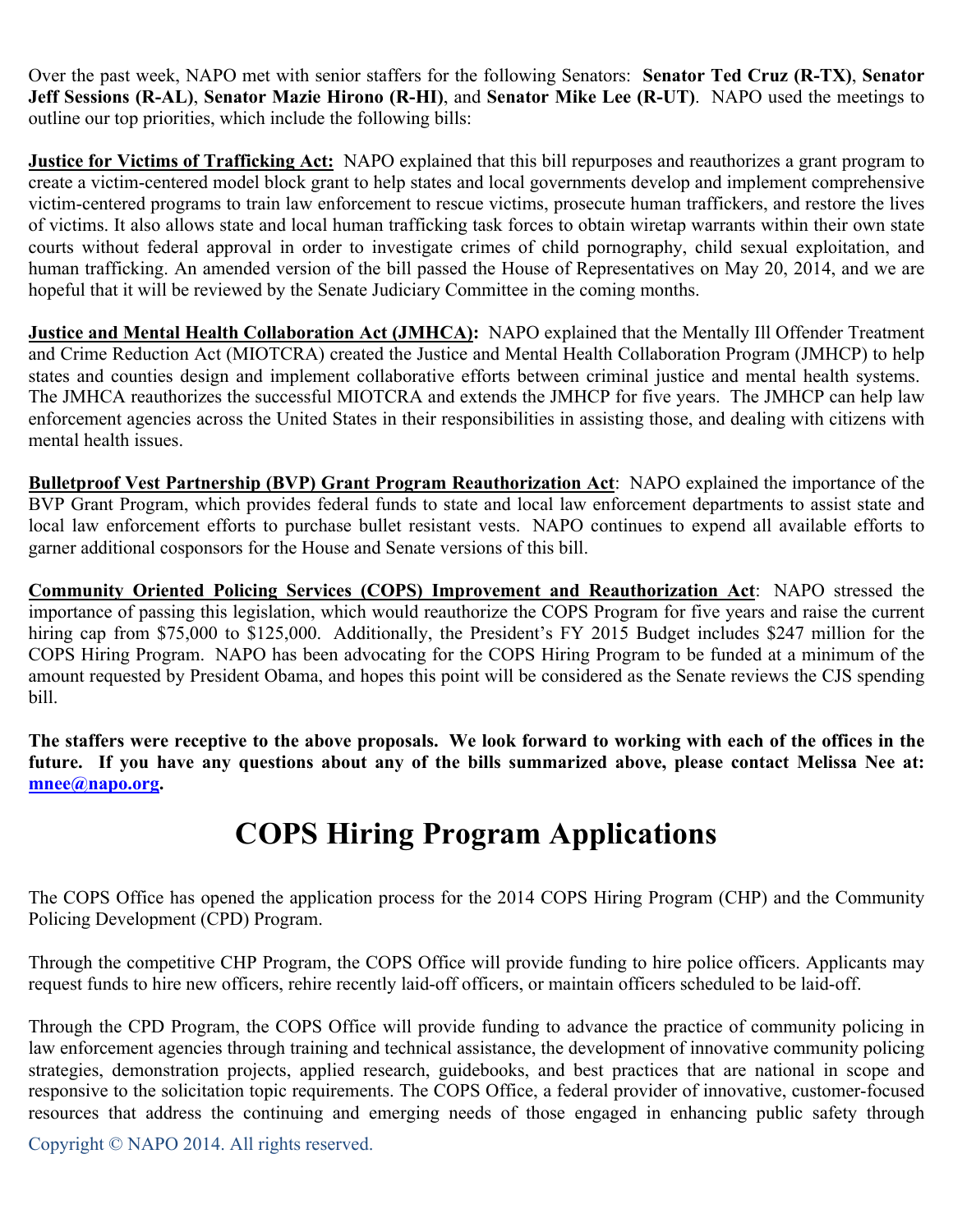Over the past week, NAPO met with senior staffers for the following Senators: **Senator Ted Cruz (R-TX)**, **Senator Jeff Sessions (R-AL)**, **Senator Mazie Hirono (R-HI)**, and **Senator Mike Lee (R-UT)**. NAPO used the meetings to outline our top priorities, which include the following bills:

**Justice for Victims of Trafficking Act:** NAPO explained that this bill repurposes and reauthorizes a grant program to create a victim-centered model block grant to help states and local governments develop and implement comprehensive victim-centered programs to train law enforcement to rescue victims, prosecute human traffickers, and restore the lives of victims. It also allows state and local human trafficking task forces to obtain wiretap warrants within their own state courts without federal approval in order to investigate crimes of child pornography, child sexual exploitation, and human trafficking. An amended version of the bill passed the House of Representatives on May 20, 2014, and we are hopeful that it will be reviewed by the Senate Judiciary Committee in the coming months.

**Justice and Mental Health Collaboration Act (JMHCA):** NAPO explained that the Mentally Ill Offender Treatment and Crime Reduction Act (MIOTCRA) created the Justice and Mental Health Collaboration Program (JMHCP) to help states and counties design and implement collaborative efforts between criminal justice and mental health systems. The JMHCA reauthorizes the successful MIOTCRA and extends the JMHCP for five years. The JMHCP can help law enforcement agencies across the United States in their responsibilities in assisting those, and dealing with citizens with mental health issues.

**Bulletproof Vest Partnership (BVP) Grant Program Reauthorization Act**: NAPO explained the importance of the BVP Grant Program, which provides federal funds to state and local law enforcement departments to assist state and local law enforcement efforts to purchase bullet resistant vests. NAPO continues to expend all available efforts to garner additional cosponsors for the House and Senate versions of this bill.

**Community Oriented Policing Services (COPS) Improvement and Reauthorization Act**: NAPO stressed the importance of passing this legislation, which would reauthorize the COPS Program for five years and raise the current hiring cap from $75,000 to $125,000. Additionally, the President's FY 2015 Budget includes $247 million for the COPS Hiring Program. NAPO has been advocating for the COPS Hiring Program to be funded at a minimum of the amount requested by President Obama, and hopes this point will be considered as the Senate reviews the CJS spending bill.

**The staffers were receptive to the above proposals. We look forward to working with each of the offices in the future. If you have any questions about any of the bills summarized above, please contact Melissa Nee at: mnee@napo.org.**

# COPS Hiring Program Applications

The COPS Office has opened the application process for the 2014 COPS Hiring Program (CHP) and the Community Policing Development (CPD) Program.

Through the competitive CHP Program, the COPS Office will provide funding to hire police officers. Applicants may request funds to hire new officers, rehire recently laid-off officers, or maintain officers scheduled to be laid-off.

Through the CPD Program, the COPS Office will provide funding to advance the practice of community policing in law enforcement agencies through training and technical assistance, the development of innovative community policing strategies, demonstration projects, applied research, guidebooks, and best practices that are national in scope and responsive to the solicitation topic requirements. The COPS Office, a federal provider of innovative, customer-focused resources that address the continuing and emerging needs of those engaged in enhancing public safety through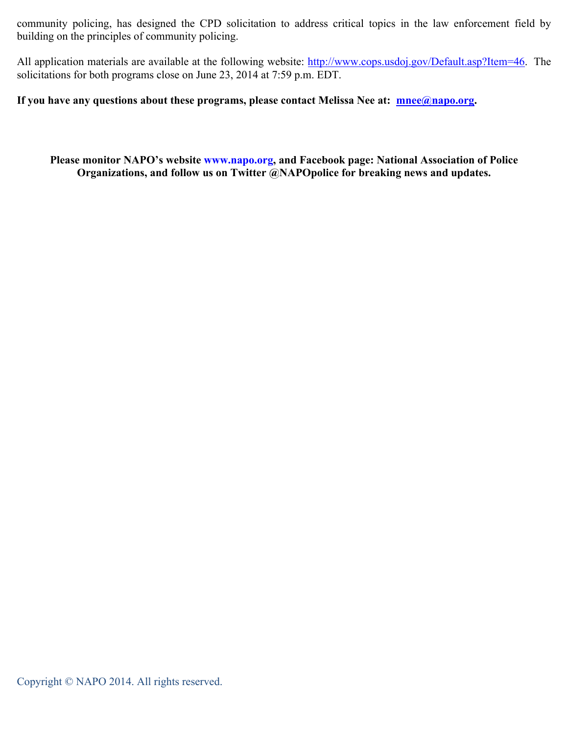community policing, has designed the CPD solicitation to address critical topics in the law enforcement field by building on the principles of community policing.

All application materials are available at the following website: http://www.cops.usdoj.gov/Default.asp?Item=46. The solicitations for both programs close on June 23, 2014 at 7:59 p.m. EDT.

**If you have any questions about these programs, please contact Melissa Nee at: mnee@napo.org.**

**Please monitor NAPO's website www.napo.org, and Facebook page: National Association of Police Organizations, and follow us on Twitter @NAPOpolice for breaking news and updates.**

Copyright © NAPO 2014. All rights reserved.